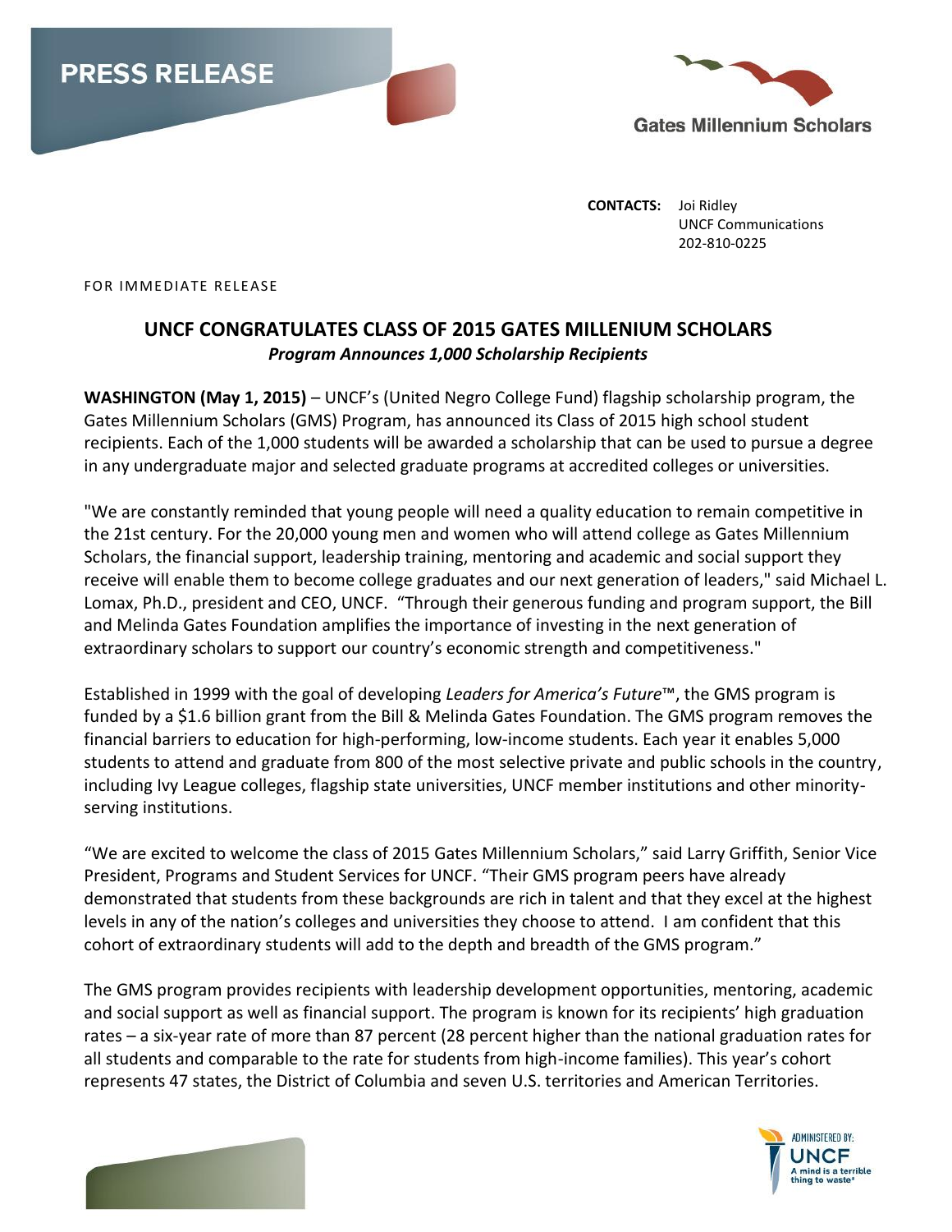# PRESS RELEASE

Gates Millennium Scholars

**CONTACTS:** Joi Ridley
UNCF Communications
202-810-0225

FOR IMMEDIATE RELEASE

## UNCF CONGRATULATES CLASS OF 2015 GATES MILLENIUM SCHOLARS

***Program Announces 1,000 Scholarship Recipients***

**WASHINGTON (May 1, 2015)** – UNCF's (United Negro College Fund) flagship scholarship program, the Gates Millennium Scholars (GMS) Program, has announced its Class of 2015 high school student recipients. Each of the 1,000 students will be awarded a scholarship that can be used to pursue a degree in any undergraduate major and selected graduate programs at accredited colleges or universities.

"We are constantly reminded that young people will need a quality education to remain competitive in the 21st century. For the 20,000 young men and women who will attend college as Gates Millennium Scholars, the financial support, leadership training, mentoring and academic and social support they receive will enable them to become college graduates and our next generation of leaders," said Michael L. Lomax, Ph.D., president and CEO, UNCF. "Through their generous funding and program support, the Bill and Melinda Gates Foundation amplifies the importance of investing in the next generation of extraordinary scholars to support our country's economic strength and competitiveness."

Established in 1999 with the goal of developing *Leaders for America's Future*™, the GMS program is funded by a $1.6 billion grant from the Bill & Melinda Gates Foundation. The GMS program removes the financial barriers to education for high-performing, low-income students. Each year it enables 5,000 students to attend and graduate from 800 of the most selective private and public schools in the country, including Ivy League colleges, flagship state universities, UNCF member institutions and other minority-serving institutions.

"We are excited to welcome the class of 2015 Gates Millennium Scholars," said Larry Griffith, Senior Vice President, Programs and Student Services for UNCF. "Their GMS program peers have already demonstrated that students from these backgrounds are rich in talent and that they excel at the highest levels in any of the nation's colleges and universities they choose to attend. I am confident that this cohort of extraordinary students will add to the depth and breadth of the GMS program."

The GMS program provides recipients with leadership development opportunities, mentoring, academic and social support as well as financial support. The program is known for its recipients' high graduation rates – a six-year rate of more than 87 percent (28 percent higher than the national graduation rates for all students and comparable to the rate for students from high-income families). This year's cohort represents 47 states, the District of Columbia and seven U.S. territories and American Territories.

ADMINISTERED BY: UNCF A mind is a terrible thing to waste®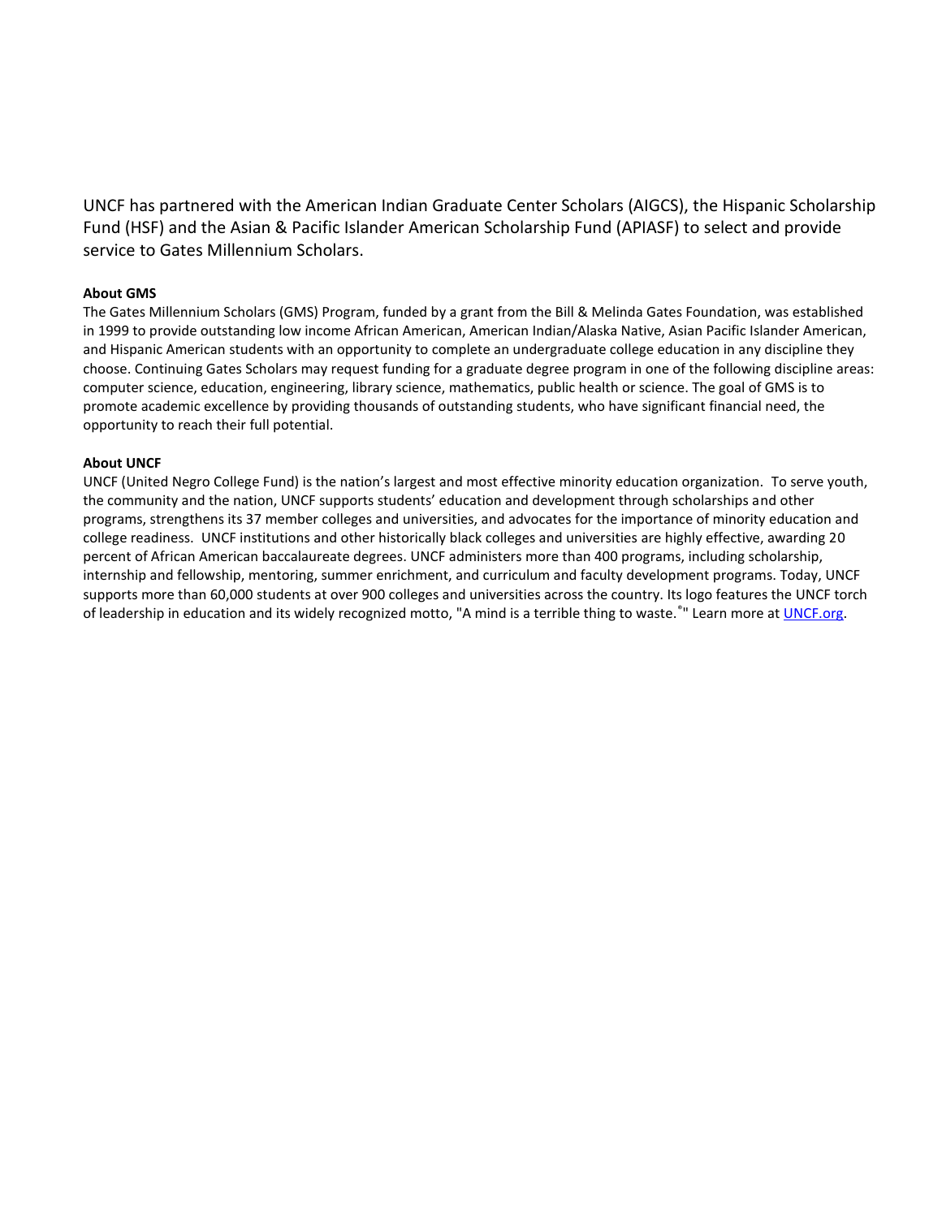UNCF has partnered with the American Indian Graduate Center Scholars (AIGCS), the Hispanic Scholarship Fund (HSF) and the Asian & Pacific Islander American Scholarship Fund (APIASF) to select and provide service to Gates Millennium Scholars.

**About GMS**

The Gates Millennium Scholars (GMS) Program, funded by a grant from the Bill & Melinda Gates Foundation, was established in 1999 to provide outstanding low income African American, American Indian/Alaska Native, Asian Pacific Islander American, and Hispanic American students with an opportunity to complete an undergraduate college education in any discipline they choose. Continuing Gates Scholars may request funding for a graduate degree program in one of the following discipline areas: computer science, education, engineering, library science, mathematics, public health or science. The goal of GMS is to promote academic excellence by providing thousands of outstanding students, who have significant financial need, the opportunity to reach their full potential.

**About UNCF**

UNCF (United Negro College Fund) is the nation's largest and most effective minority education organization. To serve youth, the community and the nation, UNCF supports students' education and development through scholarships and other programs, strengthens its 37 member colleges and universities, and advocates for the importance of minority education and college readiness. UNCF institutions and other historically black colleges and universities are highly effective, awarding 20 percent of African American baccalaureate degrees. UNCF administers more than 400 programs, including scholarship, internship and fellowship, mentoring, summer enrichment, and curriculum and faculty development programs. Today, UNCF supports more than 60,000 students at over 900 colleges and universities across the country. Its logo features the UNCF torch of leadership in education and its widely recognized motto, "A mind is a terrible thing to waste.®" Learn more at [UNCF.org](http://UNCF.org).